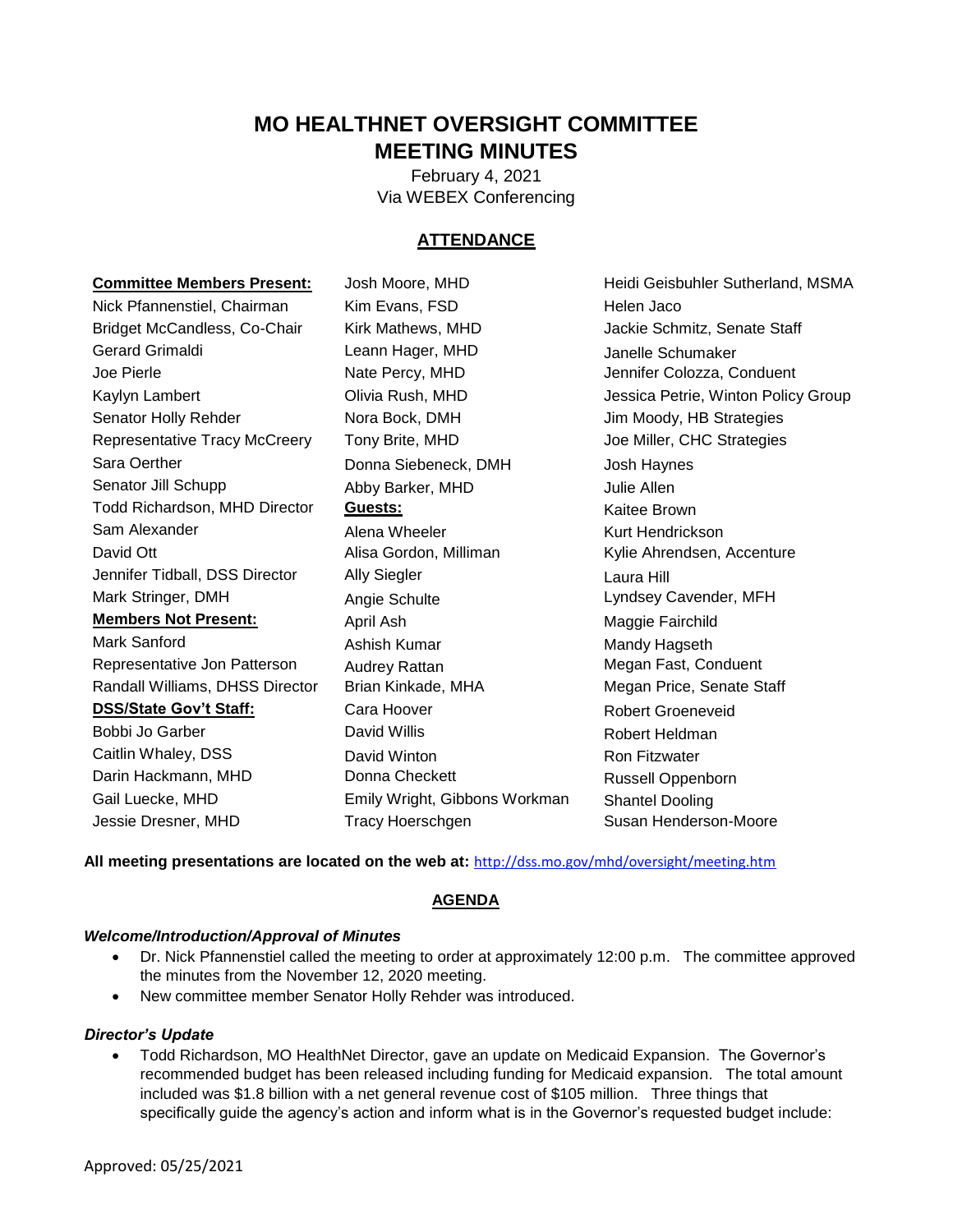# MO HEALTHNET OVERSIGHT COMMITTEE
# MEETING MINUTES

February 4, 2021
Via WEBEX Conferencing

## ATTENDANCE

**Committee Members Present:**
Nick Pfannenstiel, Chairman
Bridget McCandless, Co-Chair
Gerard Grimaldi
Joe Pierle
Kaylyn Lambert
Senator Holly Rehder
Representative Tracy McCreery
Sara Oerther
Senator Jill Schupp
Todd Richardson, MHD Director
Sam Alexander
David Ott
Jennifer Tidball, DSS Director
Mark Stringer, DMH

**Members Not Present:**
Mark Sanford
Representative Jon Patterson
Randall Williams, DHSS Director

**DSS/State Gov't Staff:**
Bobbi Jo Garber
Caitlin Whaley, DSS
Darin Hackmann, MHD
Gail Luecke, MHD
Jessie Dresner, MHD
Josh Moore, MHD
Kim Evans, FSD
Kirk Mathews, MHD
Leann Hager, MHD
Nate Percy, MHD
Olivia Rush, MHD
Nora Bock, DMH
Tony Brite, MHD
Donna Siebeneck, DMH
Abby Barker, MHD

**Guests:**
Alena Wheeler
Alisa Gordon, Milliman
Ally Siegler
Angie Schulte
April Ash
Ashish Kumar
Audrey Rattan
Brian Kinkade, MHA
Cara Hoover
David Willis
David Winton
Donna Checkett
Emily Wright, Gibbons Workman
Tracy Hoerschgen
Heidi Geisbuhler Sutherland, MSMA
Helen Jaco
Jackie Schmitz, Senate Staff
Janelle Schumaker
Jennifer Colozza, Conduent
Jessica Petrie, Winton Policy Group
Jim Moody, HB Strategies
Joe Miller, CHC Strategies
Josh Haynes
Julie Allen
Kaitee Brown
Kurt Hendrickson
Kylie Ahrendsen, Accenture
Laura Hill
Lyndsey Cavender, MFH
Maggie Fairchild
Mandy Hagseth
Megan Fast, Conduent
Megan Price, Senate Staff
Robert Groeneveid
Robert Heldman
Ron Fitzwater
Russell Oppenborn
Shantel Dooling
Susan Henderson-Moore

**All meeting presentations are located on the web at:** http://dss.mo.gov/mhd/oversight/meeting.htm

## AGENDA

### *Welcome/Introduction/Approval of Minutes*

- Dr. Nick Pfannenstiel called the meeting to order at approximately 12:00 p.m. The committee approved the minutes from the November 12, 2020 meeting.
- New committee member Senator Holly Rehder was introduced.

### *Director's Update*

- Todd Richardson, MO HealthNet Director, gave an update on Medicaid Expansion. The Governor's recommended budget has been released including funding for Medicaid expansion. The total amount included was $1.8 billion with a net general revenue cost of $105 million. Three things that specifically guide the agency's action and inform what is in the Governor's requested budget include:

Approved: 05/25/2021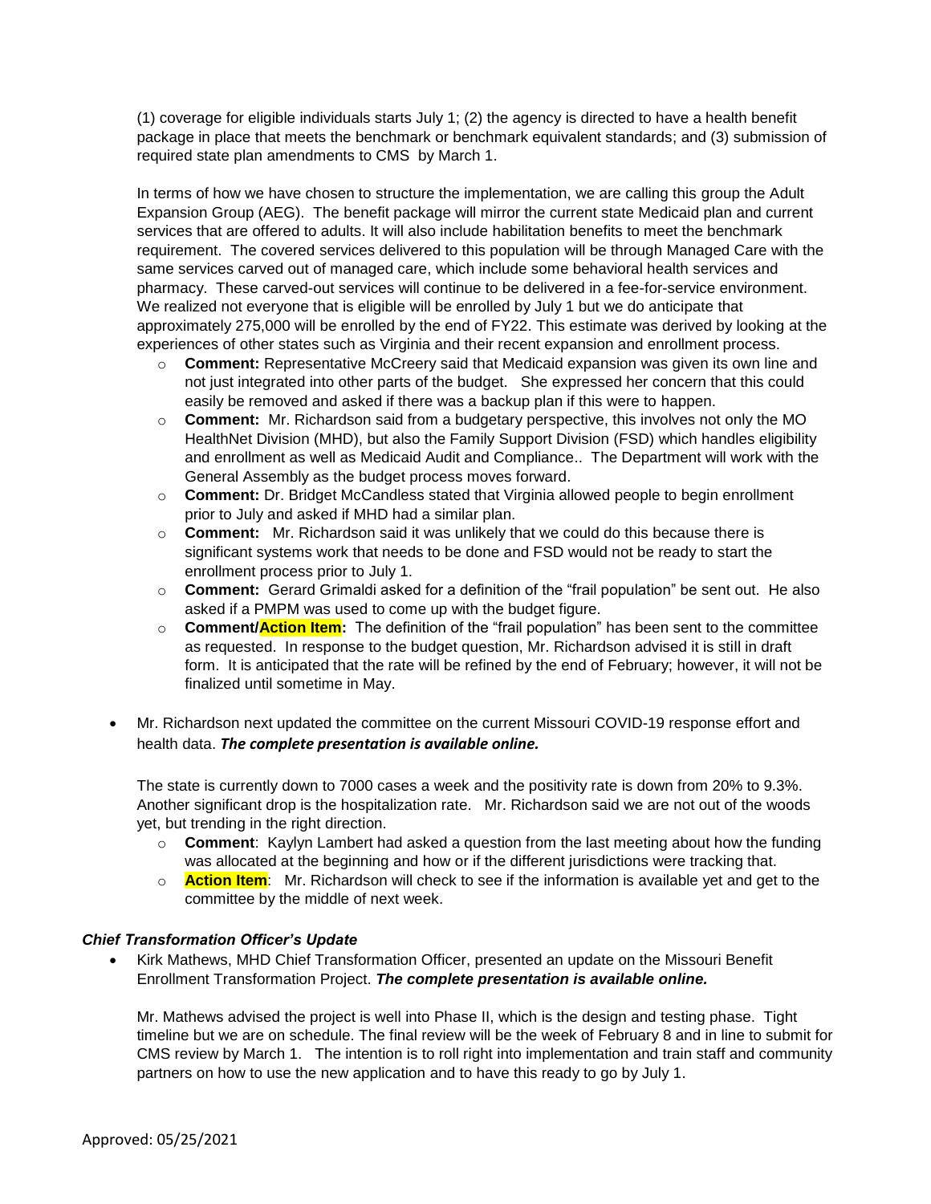(1) coverage for eligible individuals starts July 1; (2) the agency is directed to have a health benefit package in place that meets the benchmark or benchmark equivalent standards; and (3) submission of required state plan amendments to CMS by March 1.

In terms of how we have chosen to structure the implementation, we are calling this group the Adult Expansion Group (AEG). The benefit package will mirror the current state Medicaid plan and current services that are offered to adults. It will also include habilitation benefits to meet the benchmark requirement. The covered services delivered to this population will be through Managed Care with the same services carved out of managed care, which include some behavioral health services and pharmacy. These carved-out services will continue to be delivered in a fee-for-service environment. We realized not everyone that is eligible will be enrolled by July 1 but we do anticipate that approximately 275,000 will be enrolled by the end of FY22. This estimate was derived by looking at the experiences of other states such as Virginia and their recent expansion and enrollment process.

- **Comment:** Representative McCreery said that Medicaid expansion was given its own line and not just integrated into other parts of the budget. She expressed her concern that this could easily be removed and asked if there was a backup plan if this were to happen.
- **Comment:** Mr. Richardson said from a budgetary perspective, this involves not only the MO HealthNet Division (MHD), but also the Family Support Division (FSD) which handles eligibility and enrollment as well as Medicaid Audit and Compliance.. The Department will work with the General Assembly as the budget process moves forward.
- **Comment:** Dr. Bridget McCandless stated that Virginia allowed people to begin enrollment prior to July and asked if MHD had a similar plan.
- **Comment:** Mr. Richardson said it was unlikely that we could do this because there is significant systems work that needs to be done and FSD would not be ready to start the enrollment process prior to July 1.
- **Comment:** Gerard Grimaldi asked for a definition of the "frail population" be sent out. He also asked if a PMPM was used to come up with the budget figure.
- **Comment/Action Item:** The definition of the "frail population" has been sent to the committee as requested. In response to the budget question, Mr. Richardson advised it is still in draft form. It is anticipated that the rate will be refined by the end of February; however, it will not be finalized until sometime in May.

- Mr. Richardson next updated the committee on the current Missouri COVID-19 response effort and health data. ***The complete presentation is available online.***

  The state is currently down to 7000 cases a week and the positivity rate is down from 20% to 9.3%. Another significant drop is the hospitalization rate. Mr. Richardson said we are not out of the woods yet, but trending in the right direction.

  - **Comment**: Kaylyn Lambert had asked a question from the last meeting about how the funding was allocated at the beginning and how or if the different jurisdictions were tracking that.
  - **Action Item**: Mr. Richardson will check to see if the information is available yet and get to the committee by the middle of next week.

### ***Chief Transformation Officer's Update***

- Kirk Mathews, MHD Chief Transformation Officer, presented an update on the Missouri Benefit Enrollment Transformation Project. ***The complete presentation is available online.***

  Mr. Mathews advised the project is well into Phase II, which is the design and testing phase. Tight timeline but we are on schedule. The final review will be the week of February 8 and in line to submit for CMS review by March 1. The intention is to roll right into implementation and train staff and community partners on how to use the new application and to have this ready to go by July 1.

Approved: 05/25/2021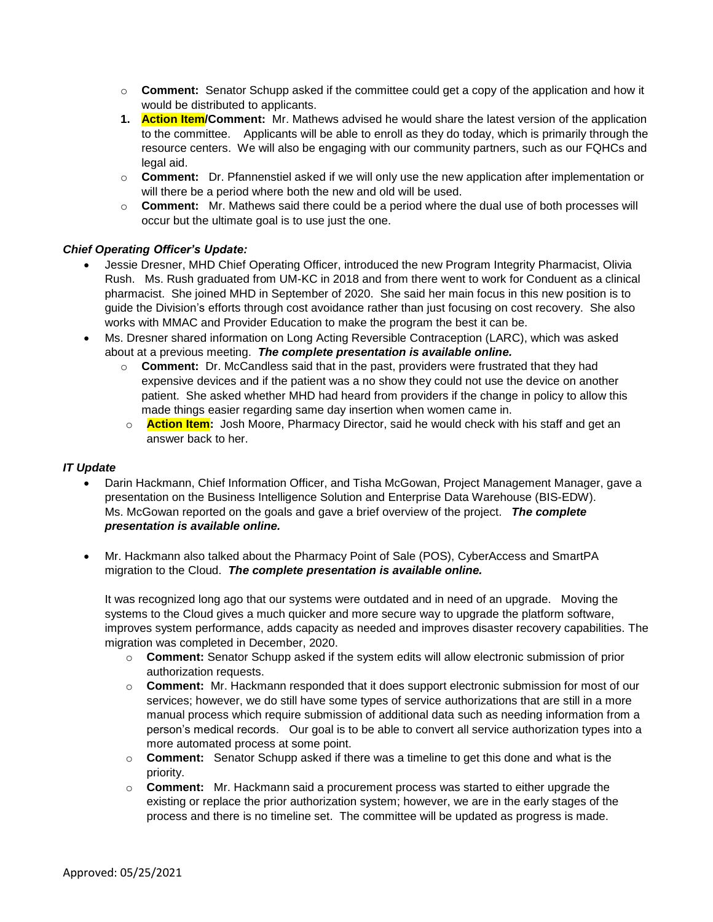- **Comment:** Senator Schupp asked if the committee could get a copy of the application and how it would be distributed to applicants.

1. **Action Item/Comment:** Mr. Mathews advised he would share the latest version of the application to the committee. Applicants will be able to enroll as they do today, which is primarily through the resource centers. We will also be engaging with our community partners, such as our FQHCs and legal aid.

- **Comment:** Dr. Pfannenstiel asked if we will only use the new application after implementation or will there be a period where both the new and old will be used.
- **Comment:** Mr. Mathews said there could be a period where the dual use of both processes will occur but the ultimate goal is to use just the one.

***Chief Operating Officer's Update:***

- Jessie Dresner, MHD Chief Operating Officer, introduced the new Program Integrity Pharmacist, Olivia Rush. Ms. Rush graduated from UM-KC in 2018 and from there went to work for Conduent as a clinical pharmacist. She joined MHD in September of 2020. She said her main focus in this new position is to guide the Division's efforts through cost avoidance rather than just focusing on cost recovery. She also works with MMAC and Provider Education to make the program the best it can be.
- Ms. Dresner shared information on Long Acting Reversible Contraception (LARC), which was asked about at a previous meeting. ***The complete presentation is available online.***
  - **Comment:** Dr. McCandless said that in the past, providers were frustrated that they had expensive devices and if the patient was a no show they could not use the device on another patient. She asked whether MHD had heard from providers if the change in policy to allow this made things easier regarding same day insertion when women came in.
  - **Action Item:** Josh Moore, Pharmacy Director, said he would check with his staff and get an answer back to her.

***IT Update***

- Darin Hackmann, Chief Information Officer, and Tisha McGowan, Project Management Manager, gave a presentation on the Business Intelligence Solution and Enterprise Data Warehouse (BIS-EDW). Ms. McGowan reported on the goals and gave a brief overview of the project. ***The complete presentation is available online.***

- Mr. Hackmann also talked about the Pharmacy Point of Sale (POS), CyberAccess and SmartPA migration to the Cloud. ***The complete presentation is available online.***

  It was recognized long ago that our systems were outdated and in need of an upgrade. Moving the systems to the Cloud gives a much quicker and more secure way to upgrade the platform software, improves system performance, adds capacity as needed and improves disaster recovery capabilities. The migration was completed in December, 2020.

  - **Comment:** Senator Schupp asked if the system edits will allow electronic submission of prior authorization requests.
  - **Comment:** Mr. Hackmann responded that it does support electronic submission for most of our services; however, we do still have some types of service authorizations that are still in a more manual process which require submission of additional data such as needing information from a person's medical records. Our goal is to be able to convert all service authorization types into a more automated process at some point.
  - **Comment:** Senator Schupp asked if there was a timeline to get this done and what is the priority.
  - **Comment:** Mr. Hackmann said a procurement process was started to either upgrade the existing or replace the prior authorization system; however, we are in the early stages of the process and there is no timeline set. The committee will be updated as progress is made.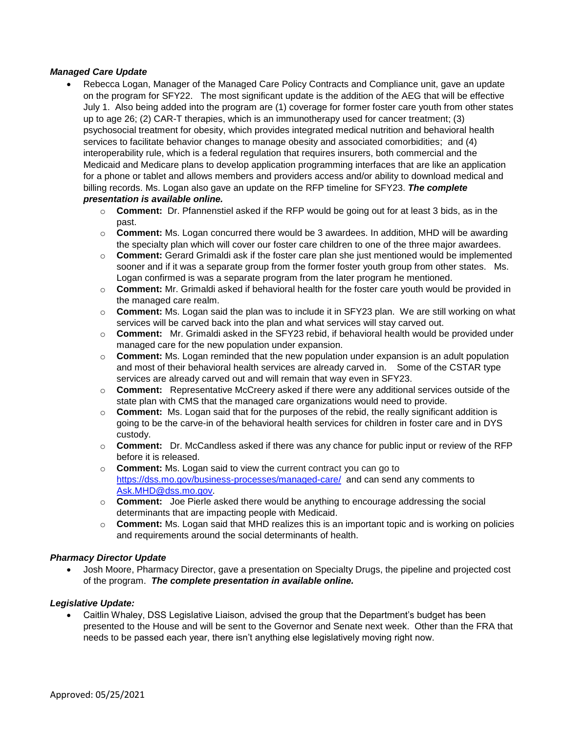### *Managed Care Update*

- Rebecca Logan, Manager of the Managed Care Policy Contracts and Compliance unit, gave an update on the program for SFY22. The most significant update is the addition of the AEG that will be effective July 1. Also being added into the program are (1) coverage for former foster care youth from other states up to age 26; (2) CAR-T therapies, which is an immunotherapy used for cancer treatment; (3) psychosocial treatment for obesity, which provides integrated medical nutrition and behavioral health services to facilitate behavior changes to manage obesity and associated comorbidities; and (4) interoperability rule, which is a federal regulation that requires insurers, both commercial and the Medicaid and Medicare plans to develop application programming interfaces that are like an application for a phone or tablet and allows members and providers access and/or ability to download medical and billing records. Ms. Logan also gave an update on the RFP timeline for SFY23. ***The complete presentation is available online.***
    - **Comment:** Dr. Pfannenstiel asked if the RFP would be going out for at least 3 bids, as in the past.
    - **Comment:** Ms. Logan concurred there would be 3 awardees. In addition, MHD will be awarding the specialty plan which will cover our foster care children to one of the three major awardees.
    - **Comment:** Gerard Grimaldi ask if the foster care plan she just mentioned would be implemented sooner and if it was a separate group from the former foster youth group from other states. Ms. Logan confirmed is was a separate program from the later program he mentioned.
    - **Comment:** Mr. Grimaldi asked if behavioral health for the foster care youth would be provided in the managed care realm.
    - **Comment:** Ms. Logan said the plan was to include it in SFY23 plan. We are still working on what services will be carved back into the plan and what services will stay carved out.
    - **Comment:** Mr. Grimaldi asked in the SFY23 rebid, if behavioral health would be provided under managed care for the new population under expansion.
    - **Comment:** Ms. Logan reminded that the new population under expansion is an adult population and most of their behavioral health services are already carved in. Some of the CSTAR type services are already carved out and will remain that way even in SFY23.
    - **Comment:** Representative McCreery asked if there were any additional services outside of the state plan with CMS that the managed care organizations would need to provide.
    - **Comment:** Ms. Logan said that for the purposes of the rebid, the really significant addition is going to be the carve-in of the behavioral health services for children in foster care and in DYS custody.
    - **Comment:** Dr. McCandless asked if there was any chance for public input or review of the RFP before it is released.
    - **Comment:** Ms. Logan said to view the current contract you can go to https://dss.mo.gov/business-processes/managed-care/ and can send any comments to Ask.MHD@dss.mo.gov.
    - **Comment:** Joe Pierle asked there would be anything to encourage addressing the social determinants that are impacting people with Medicaid.
    - **Comment:** Ms. Logan said that MHD realizes this is an important topic and is working on policies and requirements around the social determinants of health.

### *Pharmacy Director Update*

- Josh Moore, Pharmacy Director, gave a presentation on Specialty Drugs, the pipeline and projected cost of the program. ***The complete presentation in available online.***

### *Legislative Update:*

- Caitlin Whaley, DSS Legislative Liaison, advised the group that the Department's budget has been presented to the House and will be sent to the Governor and Senate next week. Other than the FRA that needs to be passed each year, there isn't anything else legislatively moving right now.

Approved: 05/25/2021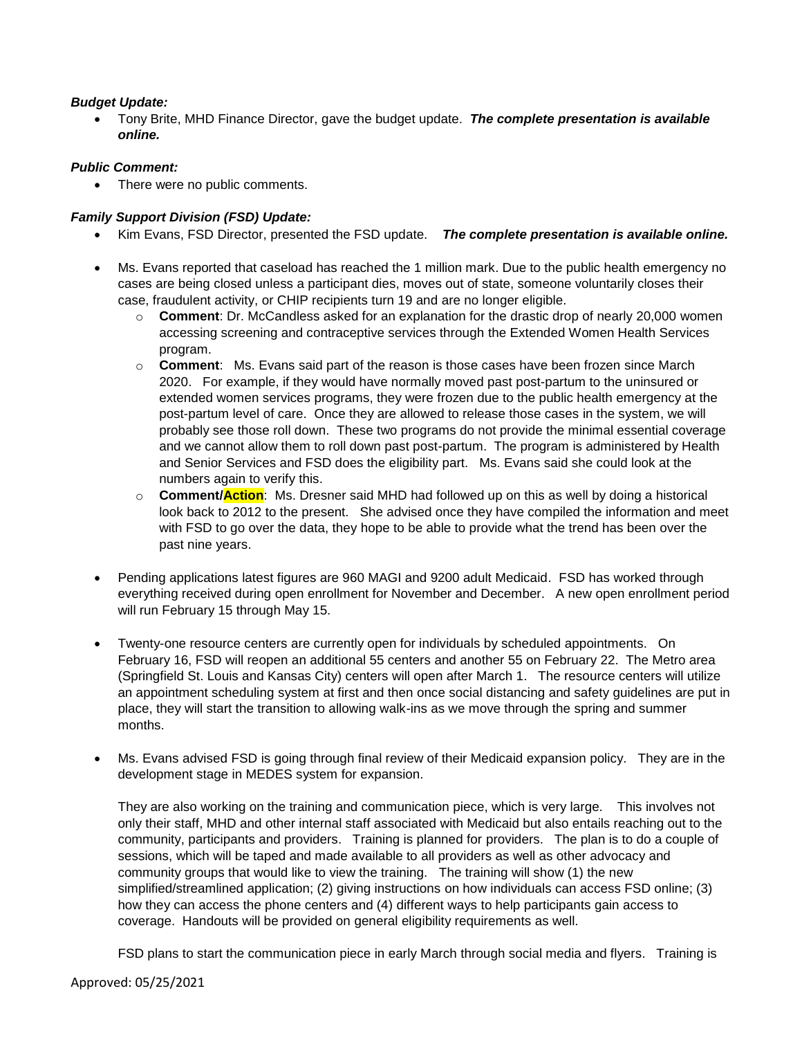***Budget Update:***

- Tony Brite, MHD Finance Director, gave the budget update. ***The complete presentation is available online.***

***Public Comment:***

- There were no public comments.

***Family Support Division (FSD) Update:***

- Kim Evans, FSD Director, presented the FSD update. ***The complete presentation is available online.***

- Ms. Evans reported that caseload has reached the 1 million mark. Due to the public health emergency no cases are being closed unless a participant dies, moves out of state, someone voluntarily closes their case, fraudulent activity, or CHIP recipients turn 19 and are no longer eligible.
  - **Comment**: Dr. McCandless asked for an explanation for the drastic drop of nearly 20,000 women accessing screening and contraceptive services through the Extended Women Health Services program.
  - **Comment**: Ms. Evans said part of the reason is those cases have been frozen since March 2020. For example, if they would have normally moved past post-partum to the uninsured or extended women services programs, they were frozen due to the public health emergency at the post-partum level of care. Once they are allowed to release those cases in the system, we will probably see those roll down. These two programs do not provide the minimal essential coverage and we cannot allow them to roll down past post-partum. The program is administered by Health and Senior Services and FSD does the eligibility part. Ms. Evans said she could look at the numbers again to verify this.
  - **Comment/Action**: Ms. Dresner said MHD had followed up on this as well by doing a historical look back to 2012 to the present. She advised once they have compiled the information and meet with FSD to go over the data, they hope to be able to provide what the trend has been over the past nine years.

- Pending applications latest figures are 960 MAGI and 9200 adult Medicaid. FSD has worked through everything received during open enrollment for November and December. A new open enrollment period will run February 15 through May 15.

- Twenty-one resource centers are currently open for individuals by scheduled appointments. On February 16, FSD will reopen an additional 55 centers and another 55 on February 22. The Metro area (Springfield St. Louis and Kansas City) centers will open after March 1. The resource centers will utilize an appointment scheduling system at first and then once social distancing and safety guidelines are put in place, they will start the transition to allowing walk-ins as we move through the spring and summer months.

- Ms. Evans advised FSD is going through final review of their Medicaid expansion policy. They are in the development stage in MEDES system for expansion.

  They are also working on the training and communication piece, which is very large. This involves not only their staff, MHD and other internal staff associated with Medicaid but also entails reaching out to the community, participants and providers. Training is planned for providers. The plan is to do a couple of sessions, which will be taped and made available to all providers as well as other advocacy and community groups that would like to view the training. The training will show (1) the new simplified/streamlined application; (2) giving instructions on how individuals can access FSD online; (3) how they can access the phone centers and (4) different ways to help participants gain access to coverage. Handouts will be provided on general eligibility requirements as well.

  FSD plans to start the communication piece in early March through social media and flyers. Training is

Approved: 05/25/2021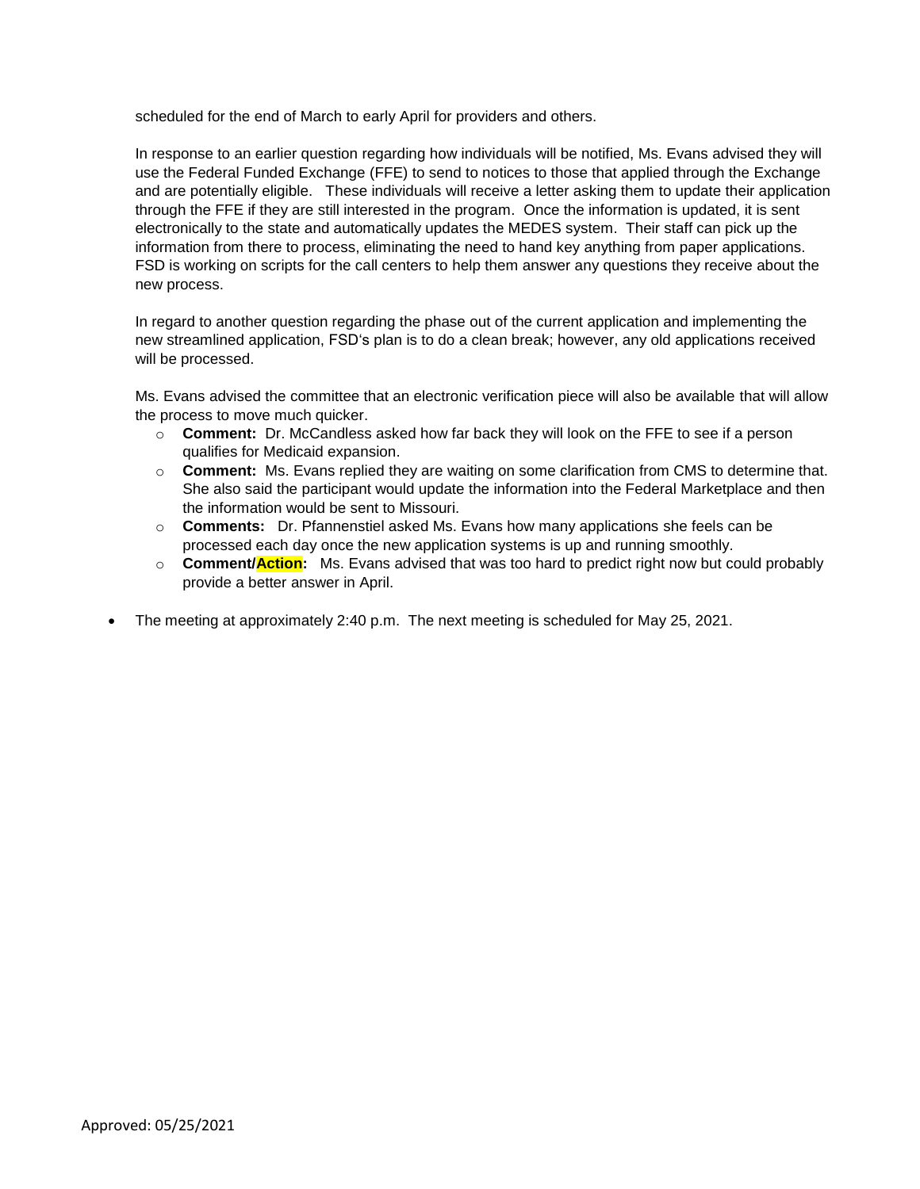scheduled for the end of March to early April for providers and others.

In response to an earlier question regarding how individuals will be notified, Ms. Evans advised they will use the Federal Funded Exchange (FFE) to send to notices to those that applied through the Exchange and are potentially eligible. These individuals will receive a letter asking them to update their application through the FFE if they are still interested in the program. Once the information is updated, it is sent electronically to the state and automatically updates the MEDES system. Their staff can pick up the information from there to process, eliminating the need to hand key anything from paper applications. FSD is working on scripts for the call centers to help them answer any questions they receive about the new process.

In regard to another question regarding the phase out of the current application and implementing the new streamlined application, FSD's plan is to do a clean break; however, any old applications received will be processed.

Ms. Evans advised the committee that an electronic verification piece will also be available that will allow the process to move much quicker.

- **Comment:** Dr. McCandless asked how far back they will look on the FFE to see if a person qualifies for Medicaid expansion.
- **Comment:** Ms. Evans replied they are waiting on some clarification from CMS to determine that. She also said the participant would update the information into the Federal Marketplace and then the information would be sent to Missouri.
- **Comments:** Dr. Pfannenstiel asked Ms. Evans how many applications she feels can be processed each day once the new application systems is up and running smoothly.
- **Comment/Action:** Ms. Evans advised that was too hard to predict right now but could probably provide a better answer in April.

- The meeting at approximately 2:40 p.m. The next meeting is scheduled for May 25, 2021.

Approved: 05/25/2021